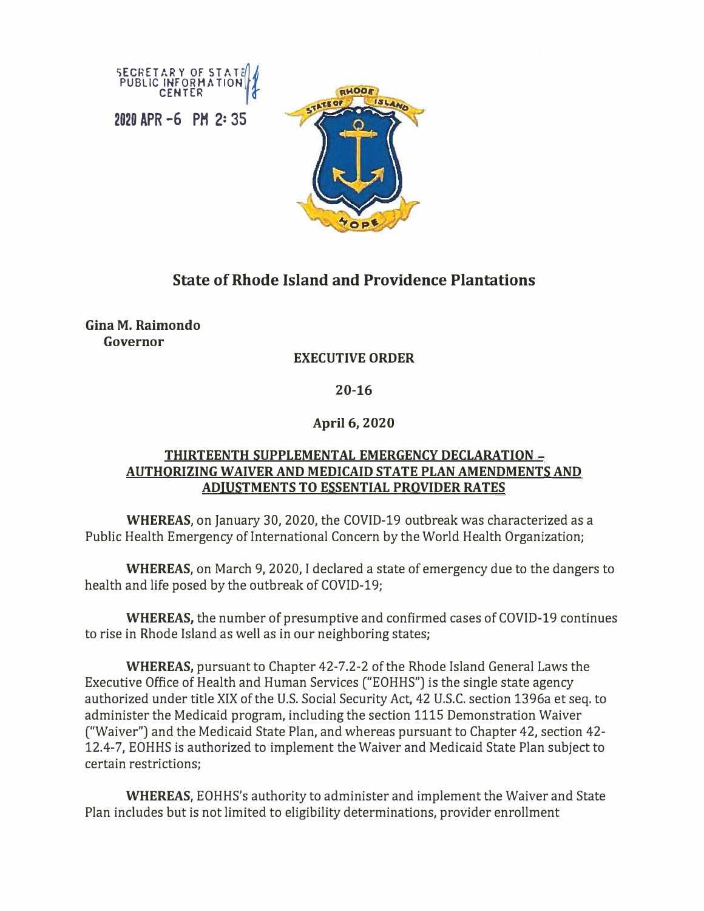SECRETARY OF STATE
PUBLIC INFORMATION
CENTER

2020 APR -6 PM 2:35

# State of Rhode Island and Providence Plantations

**Gina M. Raimondo**
**Governor**

**EXECUTIVE ORDER**

**20-16**

**April 6, 2020**

## THIRTEENTH SUPPLEMENTAL EMERGENCY DECLARATION – AUTHORIZING WAIVER AND MEDICAID STATE PLAN AMENDMENTS AND ADJUSTMENTS TO ESSENTIAL PROVIDER RATES

**WHEREAS**, on January 30, 2020, the COVID-19 outbreak was characterized as a Public Health Emergency of International Concern by the World Health Organization;

**WHEREAS**, on March 9, 2020, I declared a state of emergency due to the dangers to health and life posed by the outbreak of COVID-19;

**WHEREAS,** the number of presumptive and confirmed cases of COVID-19 continues to rise in Rhode Island as well as in our neighboring states;

**WHEREAS,** pursuant to Chapter 42-7.2-2 of the Rhode Island General Laws the Executive Office of Health and Human Services ("EOHHS") is the single state agency authorized under title XIX of the U.S. Social Security Act, 42 U.S.C. section 1396a et seq. to administer the Medicaid program, including the section 1115 Demonstration Waiver ("Waiver") and the Medicaid State Plan, and whereas pursuant to Chapter 42, section 42-12.4-7, EOHHS is authorized to implement the Waiver and Medicaid State Plan subject to certain restrictions;

**WHEREAS**, EOHHS's authority to administer and implement the Waiver and State Plan includes but is not limited to eligibility determinations, provider enrollment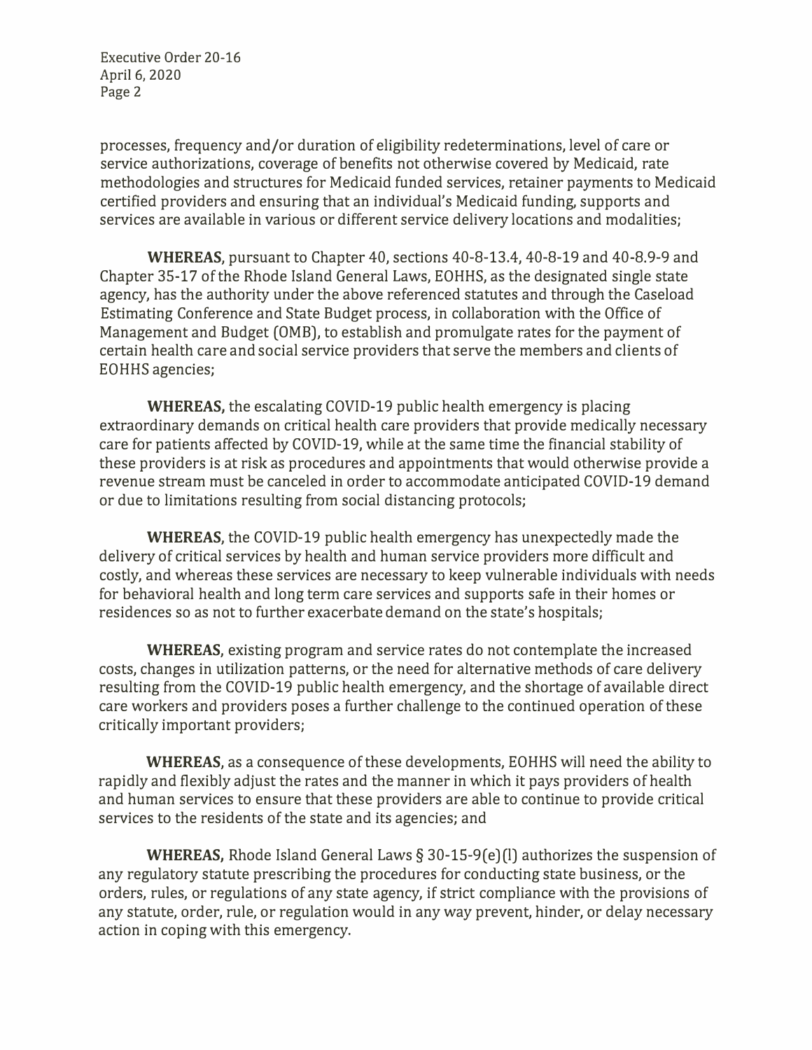processes, frequency and/or duration of eligibility redeterminations, level of care or service authorizations, coverage of benefits not otherwise covered by Medicaid, rate methodologies and structures for Medicaid funded services, retainer payments to Medicaid certified providers and ensuring that an individual's Medicaid funding, supports and services are available in various or different service delivery locations and modalities;

**WHEREAS**, pursuant to Chapter 40, sections 40-8-13.4, 40-8-19 and 40-8.9-9 and Chapter 35-17 of the Rhode Island General Laws, EOHHS, as the designated single state agency, has the authority under the above referenced statutes and through the Caseload Estimating Conference and State Budget process, in collaboration with the Office of Management and Budget (OMB), to establish and promulgate rates for the payment of certain health care and social service providers that serve the members and clients of EOHHS agencies;

**WHEREAS,** the escalating COVID-19 public health emergency is placing extraordinary demands on critical health care providers that provide medically necessary care for patients affected by COVID-19, while at the same time the financial stability of these providers is at risk as procedures and appointments that would otherwise provide a revenue stream must be canceled in order to accommodate anticipated COVID-19 demand or due to limitations resulting from social distancing protocols;

**WHEREAS**, the COVID-19 public health emergency has unexpectedly made the delivery of critical services by health and human service providers more difficult and costly, and whereas these services are necessary to keep vulnerable individuals with needs for behavioral health and long term care services and supports safe in their homes or residences so as not to further exacerbate demand on the state's hospitals;

**WHEREAS**, existing program and service rates do not contemplate the increased costs, changes in utilization patterns, or the need for alternative methods of care delivery resulting from the COVID-19 public health emergency, and the shortage of available direct care workers and providers poses a further challenge to the continued operation of these critically important providers;

**WHEREAS**, as a consequence of these developments, EOHHS will need the ability to rapidly and flexibly adjust the rates and the manner in which it pays providers of health and human services to ensure that these providers are able to continue to provide critical services to the residents of the state and its agencies; and

**WHEREAS,** Rhode Island General Laws § 30-15-9(e)(l) authorizes the suspension of any regulatory statute prescribing the procedures for conducting state business, or the orders, rules, or regulations of any state agency, if strict compliance with the provisions of any statute, order, rule, or regulation would in any way prevent, hinder, or delay necessary action in coping with this emergency.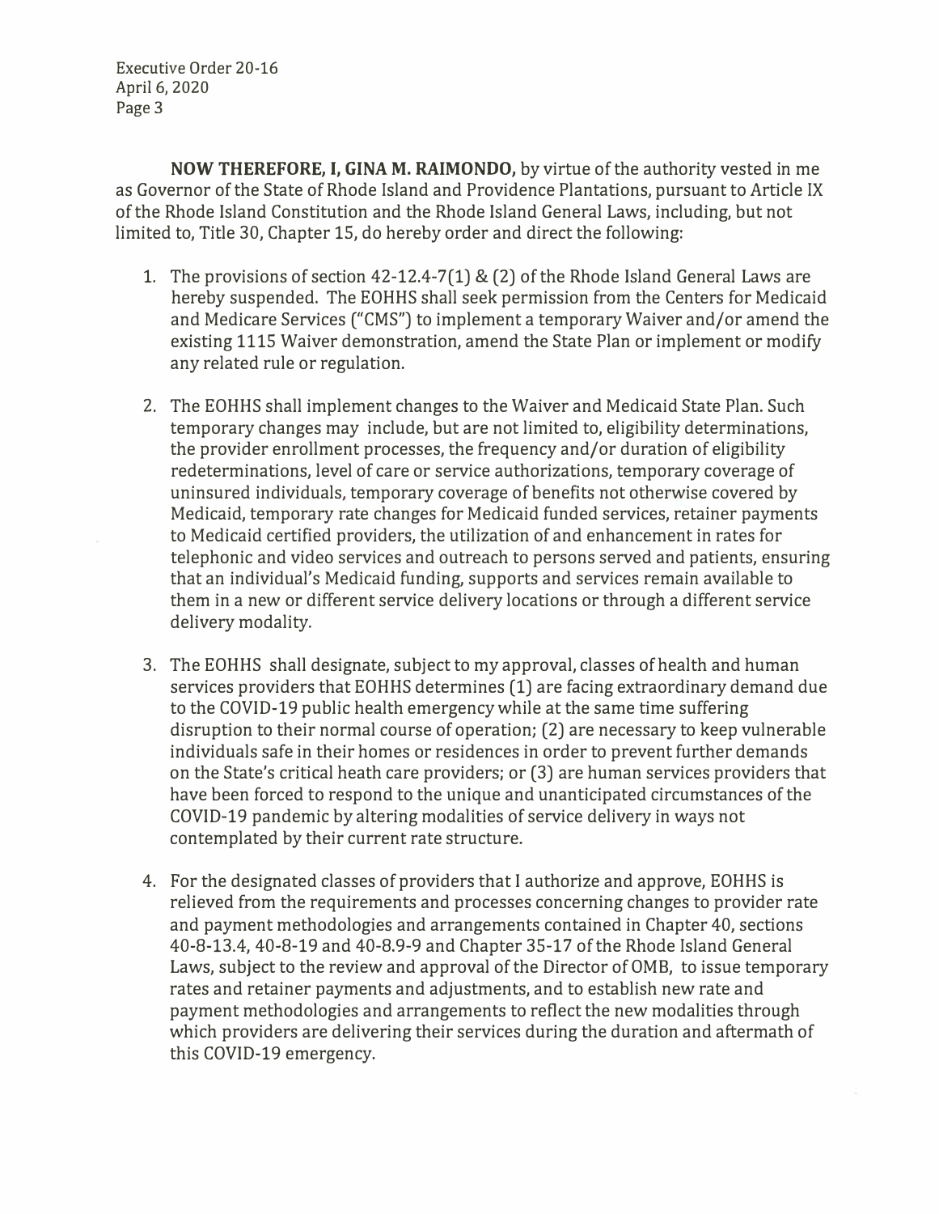**NOW THEREFORE, I, GINA M. RAIMONDO,** by virtue of the authority vested in me as Governor of the State of Rhode Island and Providence Plantations, pursuant to Article IX of the Rhode Island Constitution and the Rhode Island General Laws, including, but not limited to, Title 30, Chapter 15, do hereby order and direct the following:

1. The provisions of section 42-12.4-7(1) & (2) of the Rhode Island General Laws are hereby suspended. The EOHHS shall seek permission from the Centers for Medicaid and Medicare Services ("CMS") to implement a temporary Waiver and/or amend the existing 1115 Waiver demonstration, amend the State Plan or implement or modify any related rule or regulation.

2. The EOHHS shall implement changes to the Waiver and Medicaid State Plan. Such temporary changes may include, but are not limited to, eligibility determinations, the provider enrollment processes, the frequency and/or duration of eligibility redeterminations, level of care or service authorizations, temporary coverage of uninsured individuals, temporary coverage of benefits not otherwise covered by Medicaid, temporary rate changes for Medicaid funded services, retainer payments to Medicaid certified providers, the utilization of and enhancement in rates for telephonic and video services and outreach to persons served and patients, ensuring that an individual's Medicaid funding, supports and services remain available to them in a new or different service delivery locations or through a different service delivery modality.

3. The EOHHS shall designate, subject to my approval, classes of health and human services providers that EOHHS determines (1) are facing extraordinary demand due to the COVID-19 public health emergency while at the same time suffering disruption to their normal course of operation; (2) are necessary to keep vulnerable individuals safe in their homes or residences in order to prevent further demands on the State's critical heath care providers; or (3) are human services providers that have been forced to respond to the unique and unanticipated circumstances of the COVID-19 pandemic by altering modalities of service delivery in ways not contemplated by their current rate structure.

4. For the designated classes of providers that I authorize and approve, EOHHS is relieved from the requirements and processes concerning changes to provider rate and payment methodologies and arrangements contained in Chapter 40, sections 40-8-13.4, 40-8-19 and 40-8.9-9 and Chapter 35-17 of the Rhode Island General Laws, subject to the review and approval of the Director of OMB, to issue temporary rates and retainer payments and adjustments, and to establish new rate and payment methodologies and arrangements to reflect the new modalities through which providers are delivering their services during the duration and aftermath of this COVID-19 emergency.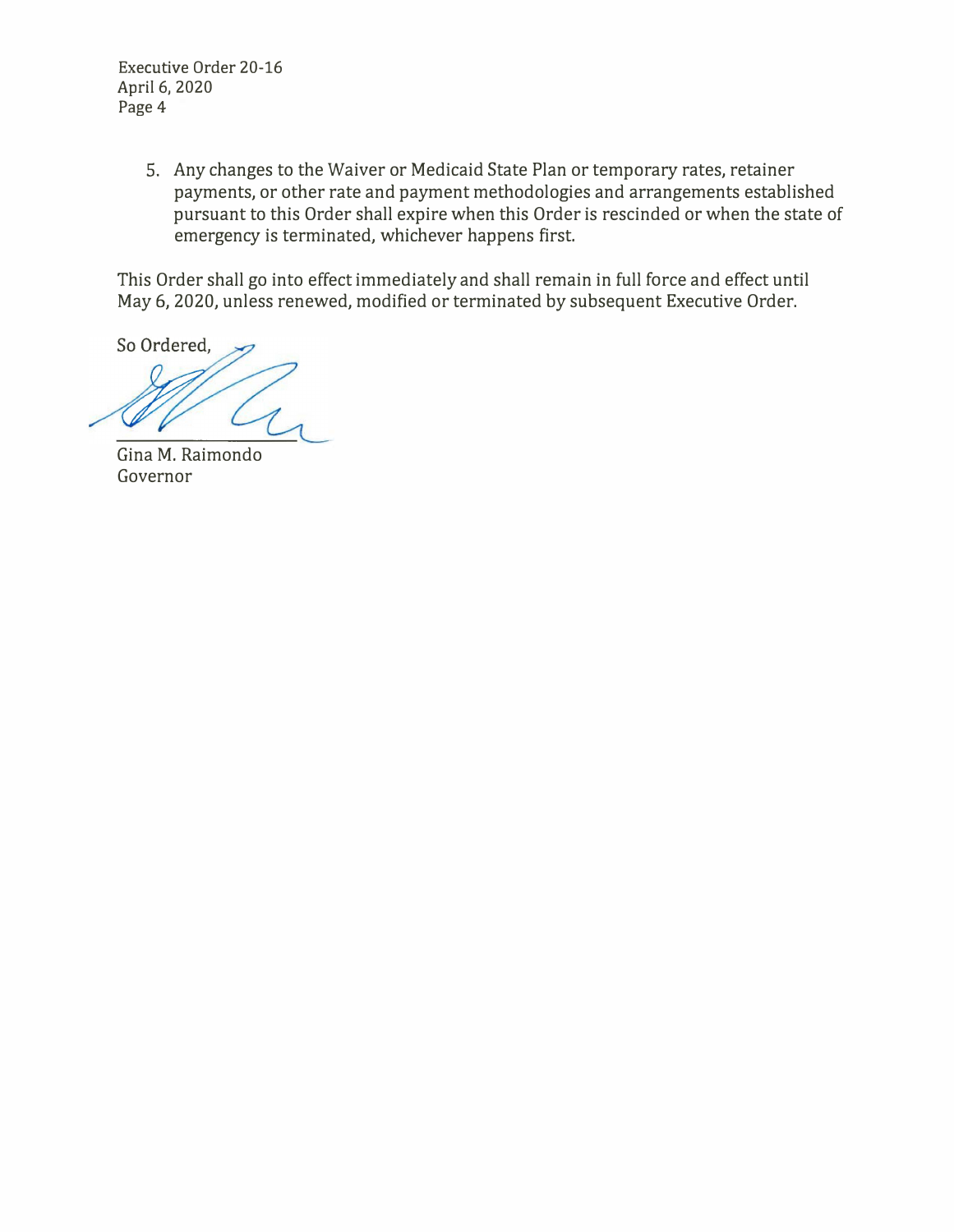5. Any changes to the Waiver or Medicaid State Plan or temporary rates, retainer payments, or other rate and payment methodologies and arrangements established pursuant to this Order shall expire when this Order is rescinded or when the state of emergency is terminated, whichever happens first.

This Order shall go into effect immediately and shall remain in full force and effect until May 6, 2020, unless renewed, modified or terminated by subsequent Executive Order.

So Ordered,

Gina M. Raimondo
Governor